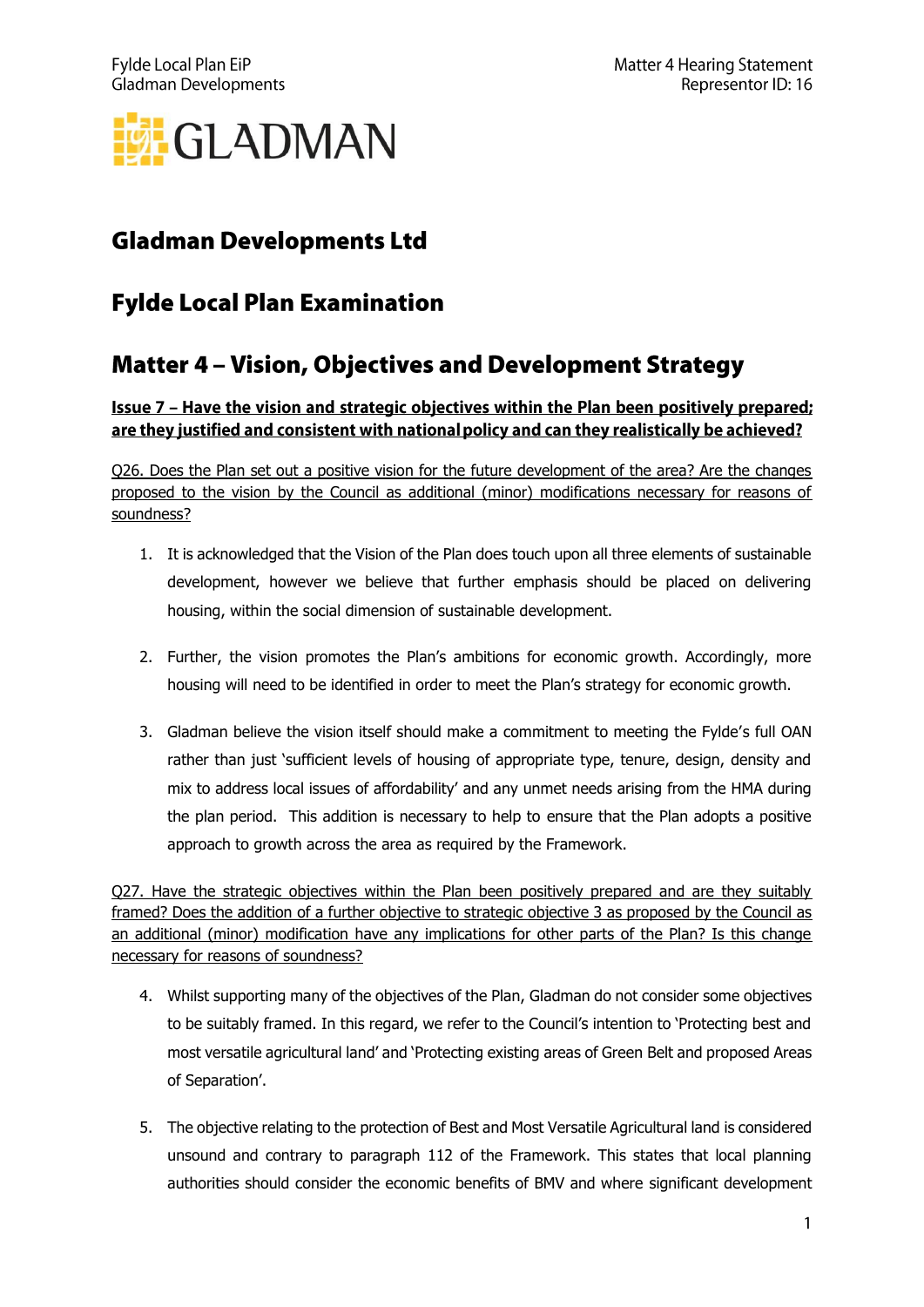# Gladman Developments Ltd

# Fylde Local Plan Examination

# Matter 4 – Vision, Objectives and Development Strategy

**Issue 7 – Have the vision and strategic objectives within the Plan been positively prepared; are they justified and consistent with national policy and can they realistically be achieved?**

Q26. Does the Plan set out a positive vision for the future development of the area? Are the changes proposed to the vision by the Council as additional (minor) modifications necessary for reasons of soundness?

1. It is acknowledged that the Vision of the Plan does touch upon all three elements of sustainable development, however we believe that further emphasis should be placed on delivering housing, within the social dimension of sustainable development.

2. Further, the vision promotes the Plan's ambitions for economic growth. Accordingly, more housing will need to be identified in order to meet the Plan's strategy for economic growth.

3. Gladman believe the vision itself should make a commitment to meeting the Fylde's full OAN rather than just 'sufficient levels of housing of appropriate type, tenure, design, density and mix to address local issues of affordability' and any unmet needs arising from the HMA during the plan period. This addition is necessary to help to ensure that the Plan adopts a positive approach to growth across the area as required by the Framework.

Q27. Have the strategic objectives within the Plan been positively prepared and are they suitably framed? Does the addition of a further objective to strategic objective 3 as proposed by the Council as an additional (minor) modification have any implications for other parts of the Plan? Is this change necessary for reasons of soundness?

4. Whilst supporting many of the objectives of the Plan, Gladman do not consider some objectives to be suitably framed. In this regard, we refer to the Council's intention to 'Protecting best and most versatile agricultural land' and 'Protecting existing areas of Green Belt and proposed Areas of Separation'.

5. The objective relating to the protection of Best and Most Versatile Agricultural land is considered unsound and contrary to paragraph 112 of the Framework. This states that local planning authorities should consider the economic benefits of BMV and where significant development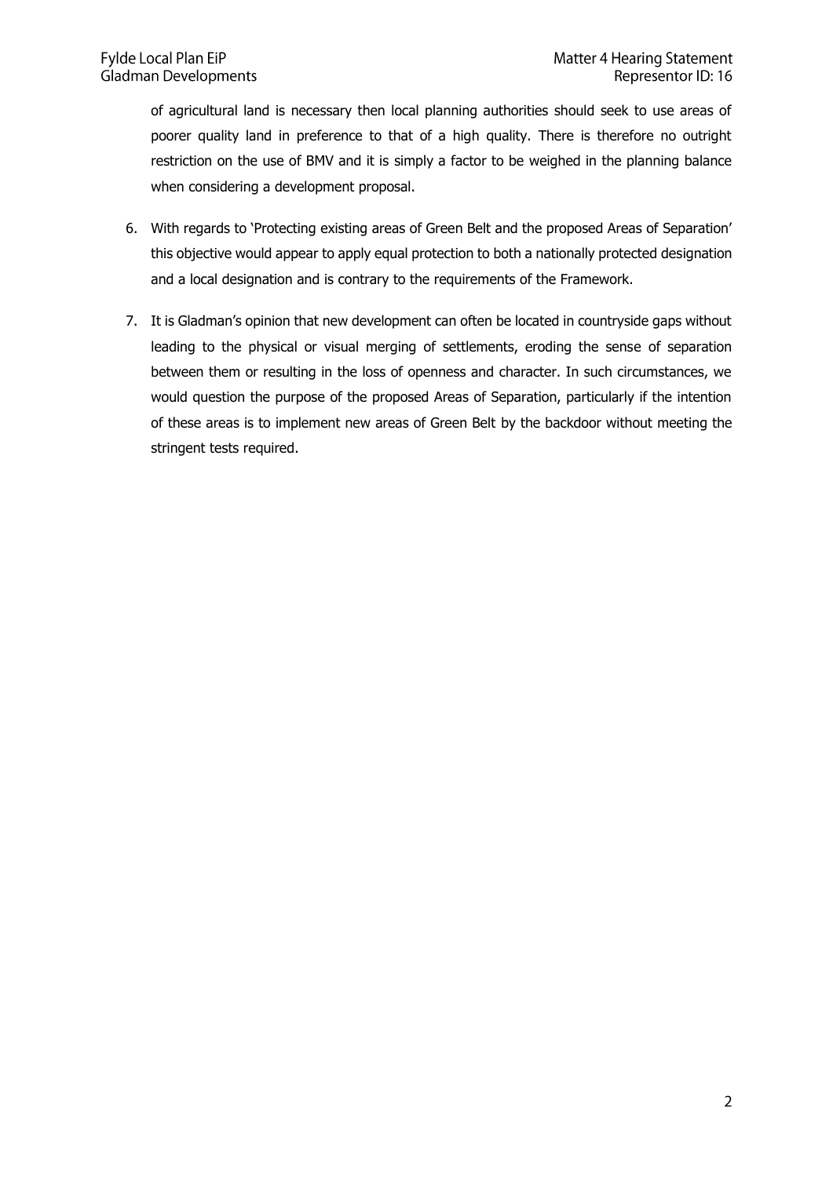of agricultural land is necessary then local planning authorities should seek to use areas of poorer quality land in preference to that of a high quality. There is therefore no outright restriction on the use of BMV and it is simply a factor to be weighed in the planning balance when considering a development proposal.

6. With regards to 'Protecting existing areas of Green Belt and the proposed Areas of Separation' this objective would appear to apply equal protection to both a nationally protected designation and a local designation and is contrary to the requirements of the Framework.

7. It is Gladman's opinion that new development can often be located in countryside gaps without leading to the physical or visual merging of settlements, eroding the sense of separation between them or resulting in the loss of openness and character. In such circumstances, we would question the purpose of the proposed Areas of Separation, particularly if the intention of these areas is to implement new areas of Green Belt by the backdoor without meeting the stringent tests required.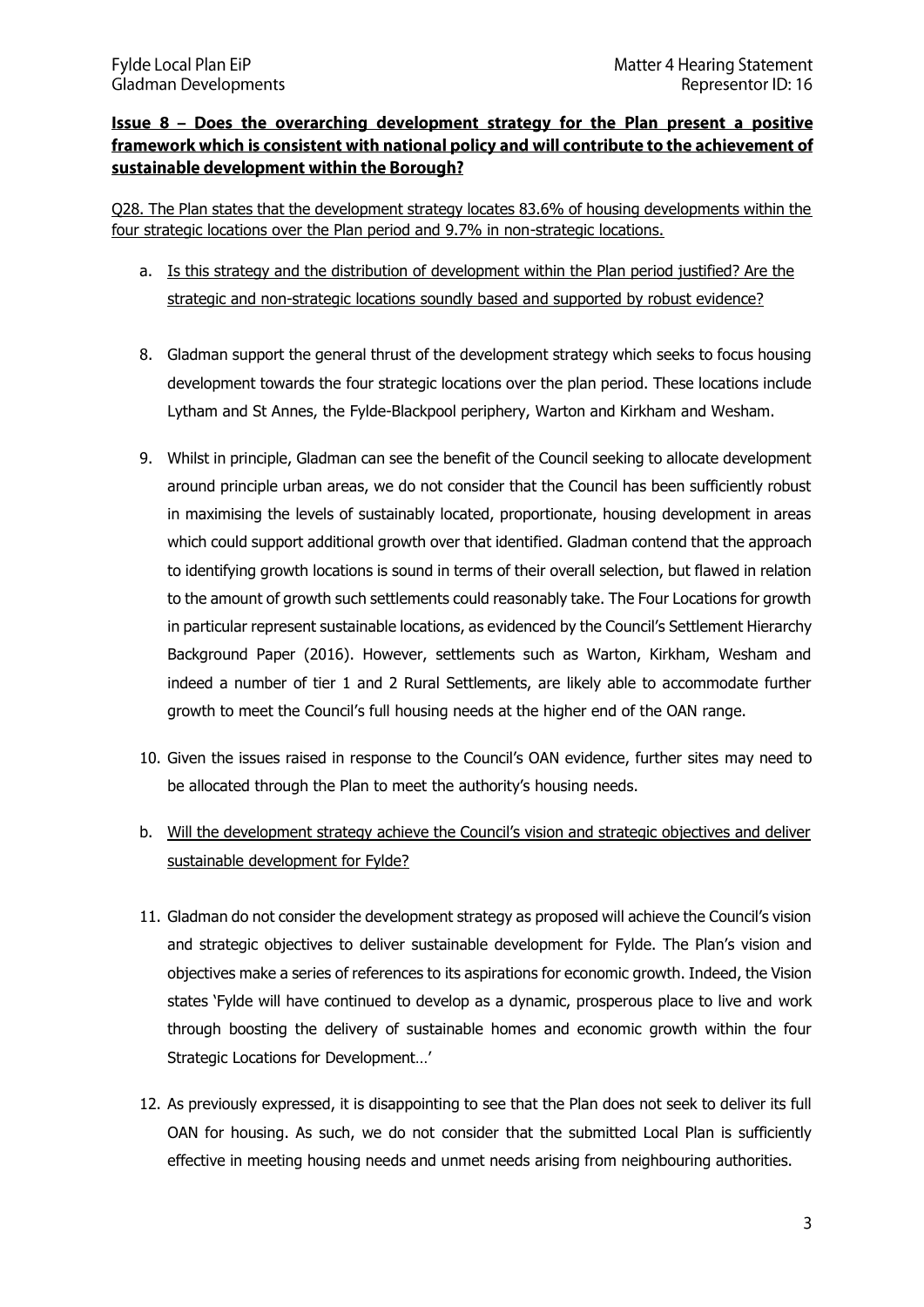**Issue 8 – Does the overarching development strategy for the Plan present a positive framework which is consistent with national policy and will contribute to the achievement of sustainable development within the Borough?**

Q28. The Plan states that the development strategy locates 83.6% of housing developments within the four strategic locations over the Plan period and 9.7% in non-strategic locations.

a. Is this strategy and the distribution of development within the Plan period justified? Are the strategic and non-strategic locations soundly based and supported by robust evidence?

8. Gladman support the general thrust of the development strategy which seeks to focus housing development towards the four strategic locations over the plan period. These locations include Lytham and St Annes, the Fylde-Blackpool periphery, Warton and Kirkham and Wesham.

9. Whilst in principle, Gladman can see the benefit of the Council seeking to allocate development around principle urban areas, we do not consider that the Council has been sufficiently robust in maximising the levels of sustainably located, proportionate, housing development in areas which could support additional growth over that identified. Gladman contend that the approach to identifying growth locations is sound in terms of their overall selection, but flawed in relation to the amount of growth such settlements could reasonably take. The Four Locations for growth in particular represent sustainable locations, as evidenced by the Council's Settlement Hierarchy Background Paper (2016). However, settlements such as Warton, Kirkham, Wesham and indeed a number of tier 1 and 2 Rural Settlements, are likely able to accommodate further growth to meet the Council's full housing needs at the higher end of the OAN range.

10. Given the issues raised in response to the Council's OAN evidence, further sites may need to be allocated through the Plan to meet the authority's housing needs.

b. Will the development strategy achieve the Council's vision and strategic objectives and deliver sustainable development for Fylde?

11. Gladman do not consider the development strategy as proposed will achieve the Council's vision and strategic objectives to deliver sustainable development for Fylde. The Plan's vision and objectives make a series of references to its aspirations for economic growth. Indeed, the Vision states 'Fylde will have continued to develop as a dynamic, prosperous place to live and work through boosting the delivery of sustainable homes and economic growth within the four Strategic Locations for Development…'

12. As previously expressed, it is disappointing to see that the Plan does not seek to deliver its full OAN for housing. As such, we do not consider that the submitted Local Plan is sufficiently effective in meeting housing needs and unmet needs arising from neighbouring authorities.